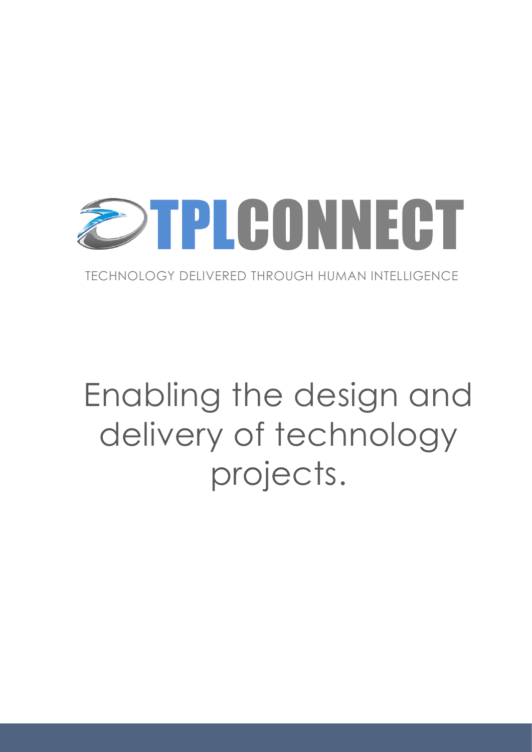# TPLCONNECT

TECHNOLOGY DELIVERED THROUGH HUMAN INTELLIGENCE

# Enabling the design and delivery of technology projects.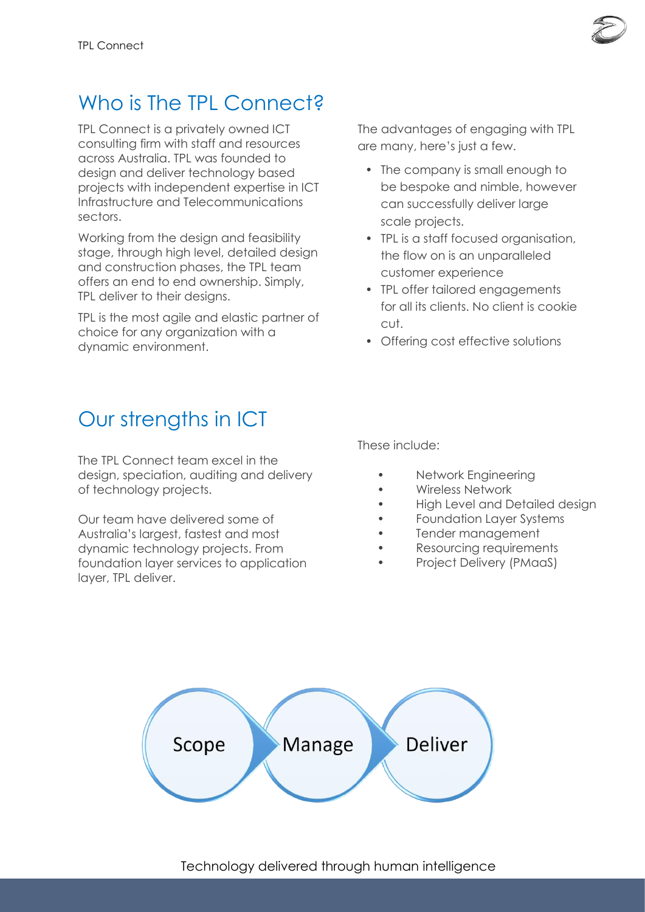## Who is The TPL Connect?

TPL Connect is a privately owned ICT consulting firm with staff and resources across Australia. TPL was founded to design and deliver technology based projects with independent expertise in ICT Infrastructure and Telecommunications sectors.

Working from the design and feasibility stage, through high level, detailed design and construction phases, the TPL team offers an end to end ownership. Simply, TPL deliver to their designs.

TPL is the most agile and elastic partner of choice for any organization with a dynamic environment.

The advantages of engaging with TPL are many, here's just a few.

- The company is small enough to be bespoke and nimble, however can successfully deliver large scale projects.
- TPL is a staff focused organisation, the flow on is an unparalleled customer experience
- TPL offer tailored engagements for all its clients. No client is cookie cut.
- Offering cost effective solutions

## Our strengths in ICT

The TPL Connect team excel in the design, speciation, auditing and delivery of technology projects.

Our team have delivered some of Australia's largest, fastest and most dynamic technology projects. From foundation layer services to application layer, TPL deliver.

These include:

- Network Engineering
- Wireless Network
- High Level and Detailed design
- Foundation Layer Systems
- Tender management
- Resourcing requirements
- Project Delivery (PMaaS)

Scope → Manage → Deliver

Technology delivered through human intelligence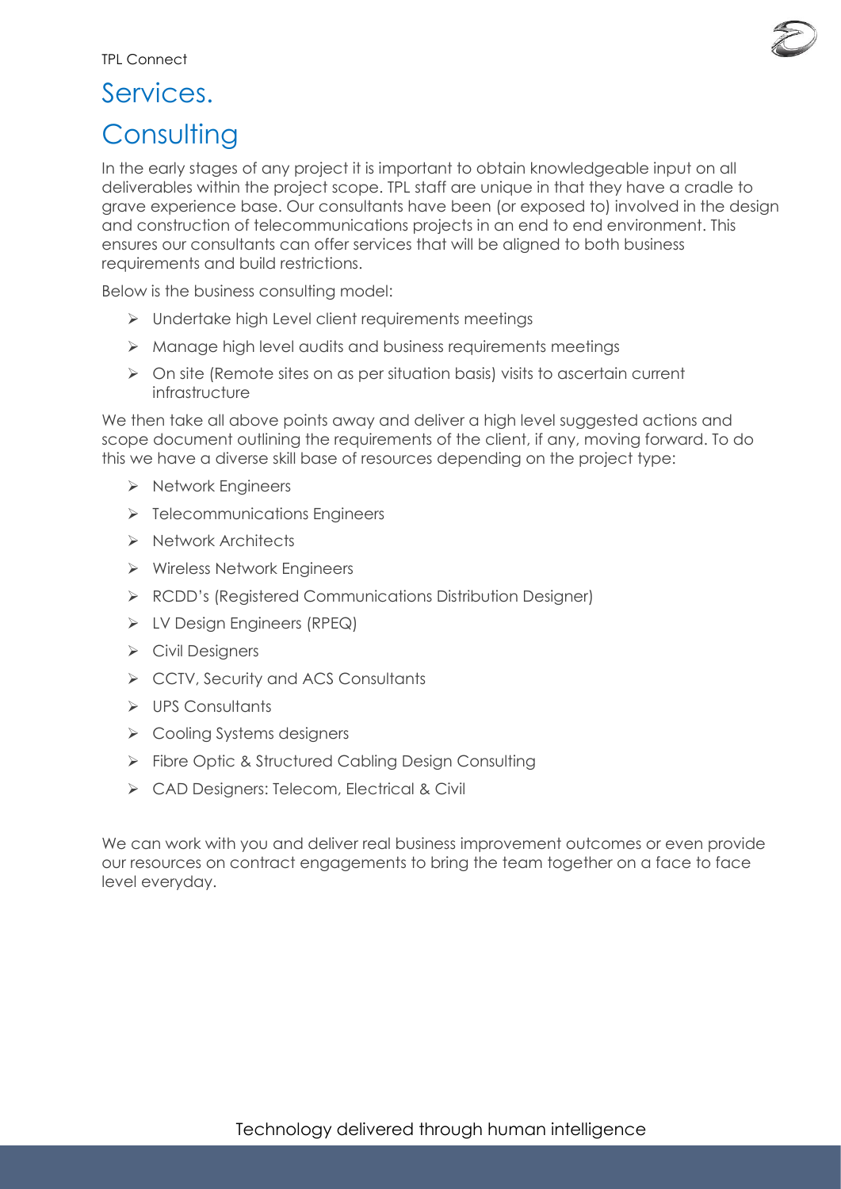# Services.

## Consulting

In the early stages of any project it is important to obtain knowledgeable input on all deliverables within the project scope. TPL staff are unique in that they have a cradle to grave experience base. Our consultants have been (or exposed to) involved in the design and construction of telecommunications projects in an end to end environment. This ensures our consultants can offer services that will be aligned to both business requirements and build restrictions.

Below is the business consulting model:

- Undertake high Level client requirements meetings
- Manage high level audits and business requirements meetings
- On site (Remote sites on as per situation basis) visits to ascertain current infrastructure

We then take all above points away and deliver a high level suggested actions and scope document outlining the requirements of the client, if any, moving forward. To do this we have a diverse skill base of resources depending on the project type:

- Network Engineers
- Telecommunications Engineers
- Network Architects
- Wireless Network Engineers
- RCDD's (Registered Communications Distribution Designer)
- LV Design Engineers (RPEQ)
- Civil Designers
- CCTV, Security and ACS Consultants
- UPS Consultants
- Cooling Systems designers
- Fibre Optic & Structured Cabling Design Consulting
- CAD Designers: Telecom, Electrical & Civil

We can work with you and deliver real business improvement outcomes or even provide our resources on contract engagements to bring the team together on a face to face level everyday.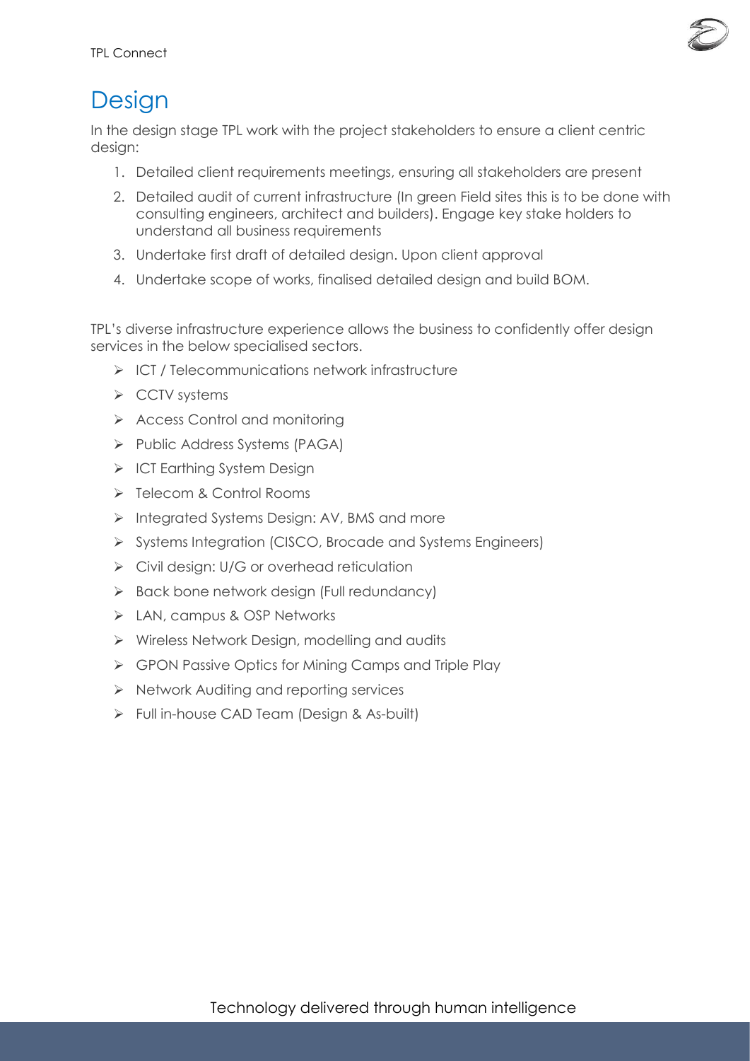# Design

In the design stage TPL work with the project stakeholders to ensure a client centric design:

1. Detailed client requirements meetings, ensuring all stakeholders are present
2. Detailed audit of current infrastructure (In green Field sites this is to be done with consulting engineers, architect and builders). Engage key stake holders to understand all business requirements
3. Undertake first draft of detailed design. Upon client approval
4. Undertake scope of works, finalised detailed design and build BOM.

TPL's diverse infrastructure experience allows the business to confidently offer design services in the below specialised sectors.

- ICT / Telecommunications network infrastructure
- CCTV systems
- Access Control and monitoring
- Public Address Systems (PAGA)
- ICT Earthing System Design
- Telecom & Control Rooms
- Integrated Systems Design: AV, BMS and more
- Systems Integration (CISCO, Brocade and Systems Engineers)
- Civil design: U/G or overhead reticulation
- Back bone network design (Full redundancy)
- LAN, campus & OSP Networks
- Wireless Network Design, modelling and audits
- GPON Passive Optics for Mining Camps and Triple Play
- Network Auditing and reporting services
- Full in-house CAD Team (Design & As-built)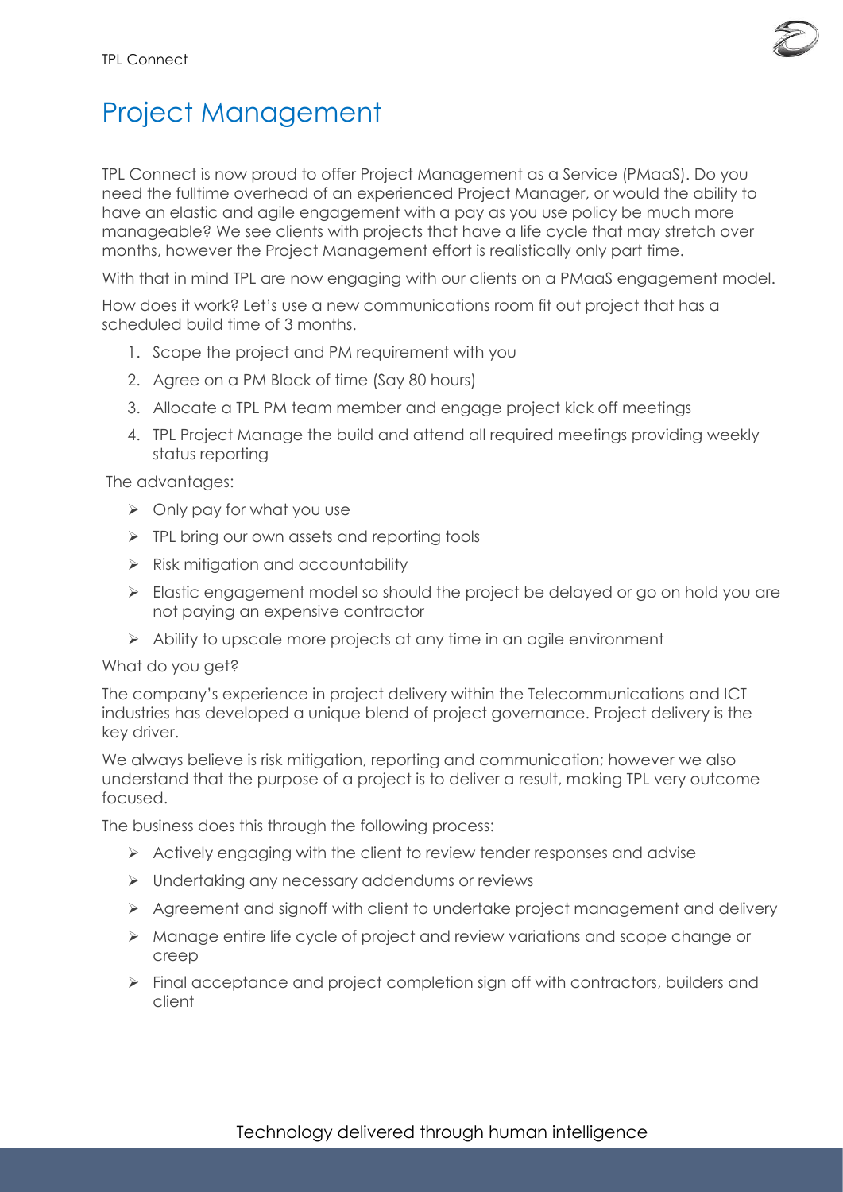# Project Management

TPL Connect is now proud to offer Project Management as a Service (PMaaS). Do you need the fulltime overhead of an experienced Project Manager, or would the ability to have an elastic and agile engagement with a pay as you use policy be much more manageable? We see clients with projects that have a life cycle that may stretch over months, however the Project Management effort is realistically only part time.

With that in mind TPL are now engaging with our clients on a PMaaS engagement model.

How does it work? Let's use a new communications room fit out project that has a scheduled build time of 3 months.

1. Scope the project and PM requirement with you
2. Agree on a PM Block of time (Say 80 hours)
3. Allocate a TPL PM team member and engage project kick off meetings
4. TPL Project Manage the build and attend all required meetings providing weekly status reporting

The advantages:

- Only pay for what you use
- TPL bring our own assets and reporting tools
- Risk mitigation and accountability
- Elastic engagement model so should the project be delayed or go on hold you are not paying an expensive contractor
- Ability to upscale more projects at any time in an agile environment

What do you get?

The company's experience in project delivery within the Telecommunications and ICT industries has developed a unique blend of project governance. Project delivery is the key driver.

We always believe is risk mitigation, reporting and communication; however we also understand that the purpose of a project is to deliver a result, making TPL very outcome focused.

The business does this through the following process:

- Actively engaging with the client to review tender responses and advise
- Undertaking any necessary addendums or reviews
- Agreement and signoff with client to undertake project management and delivery
- Manage entire life cycle of project and review variations and scope change or creep
- Final acceptance and project completion sign off with contractors, builders and client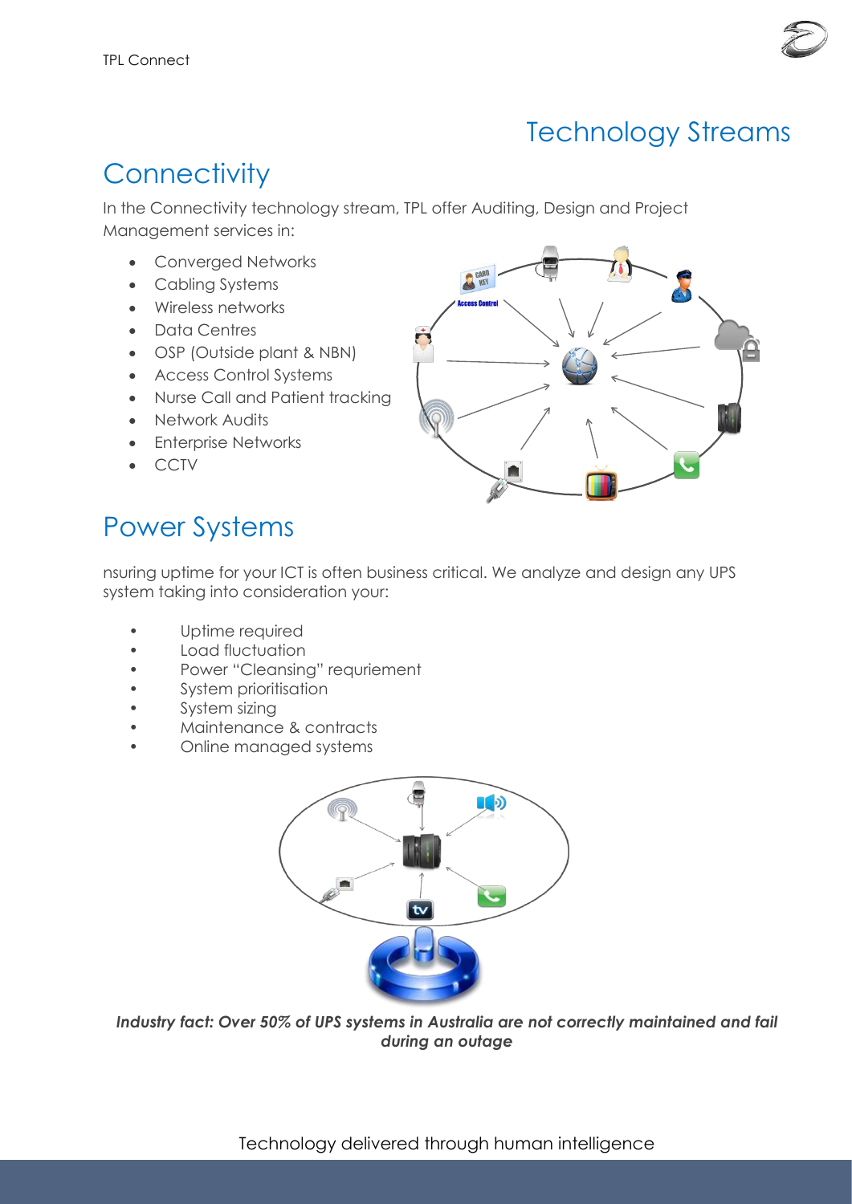# Technology Streams

## Connectivity

In the Connectivity technology stream, TPL offer Auditing, Design and Project Management services in:

- Converged Networks
- Cabling Systems
- Wireless networks
- Data Centres
- OSP (Outside plant & NBN)
- Access Control Systems
- Nurse Call and Patient tracking
- Network Audits
- Enterprise Networks
- CCTV

## Power Systems

nsuring uptime for your ICT is often business critical. We analyze and design any UPS system taking into consideration your:

- Uptime required
- Load fluctuation
- Power "Cleansing" requirement
- System prioritisation
- System sizing
- Maintenance & contracts
- Online managed systems

***Industry fact: Over 50% of UPS systems in Australia are not correctly maintained and fail during an outage***

Technology delivered through human intelligence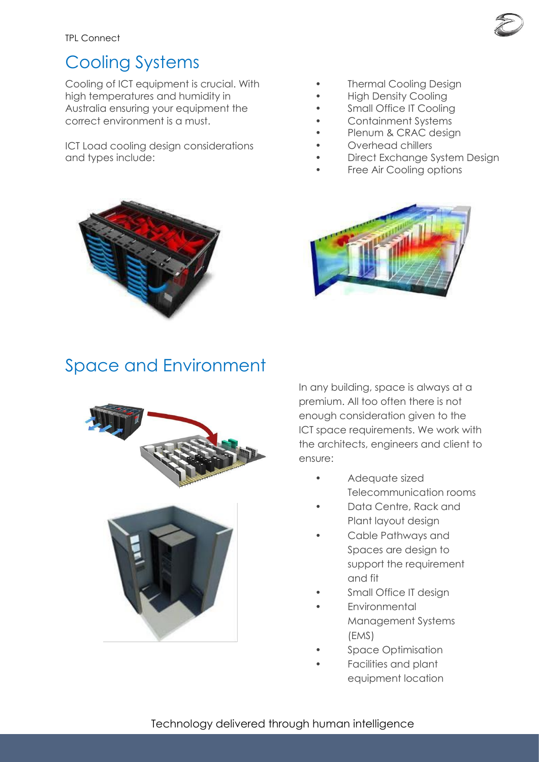## Cooling Systems

Cooling of ICT equipment is crucial. With high temperatures and humidity in Australia ensuring your equipment the correct environment is a must.

ICT Load cooling design considerations and types include:

- Thermal Cooling Design
- High Density Cooling
- Small Office IT Cooling
- Containment Systems
- Plenum & CRAC design
- Overhead chillers
- Direct Exchange System Design
- Free Air Cooling options

## Space and Environment

In any building, space is always at a premium. All too often there is not enough consideration given to the ICT space requirements. We work with the architects, engineers and client to ensure:

- Adequate sized Telecommunication rooms
- Data Centre, Rack and Plant layout design
- Cable Pathways and Spaces are design to support the requirement and fit
- Small Office IT design
- Environmental Management Systems (EMS)
- Space Optimisation
- Facilities and plant equipment location

Technology delivered through human intelligence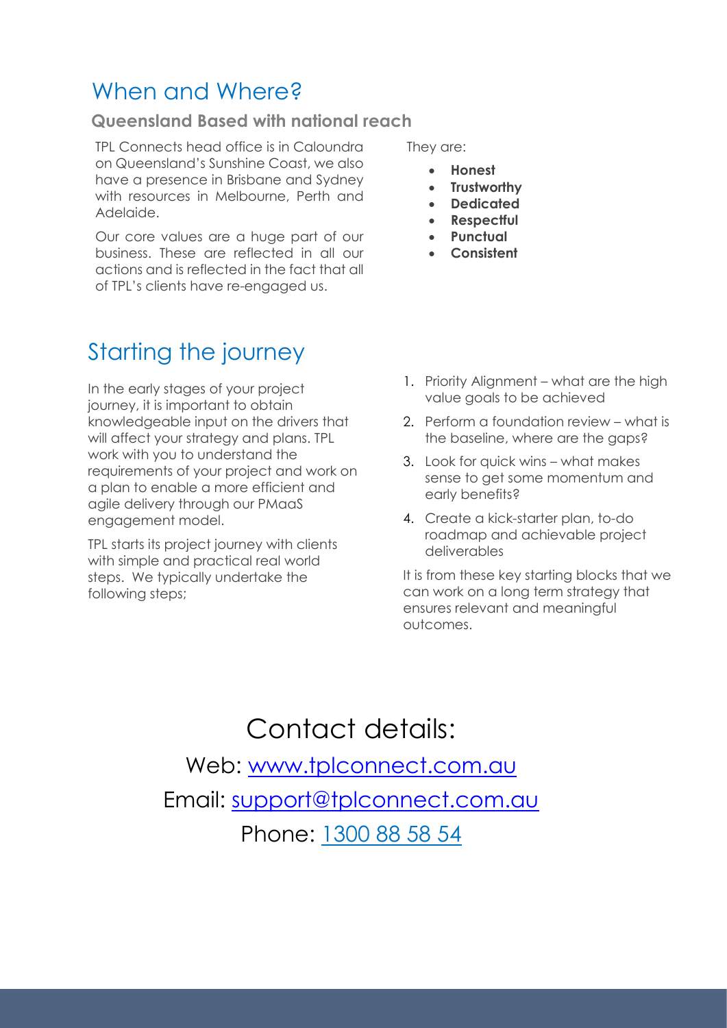## When and Where?

### Queensland Based with national reach

TPL Connects head office is in Caloundra on Queensland's Sunshine Coast, we also have a presence in Brisbane and Sydney with resources in Melbourne, Perth and Adelaide.

Our core values are a huge part of our business. These are reflected in all our actions and is reflected in the fact that all of TPL's clients have re-engaged us.

They are:

- **Honest**
- **Trustworthy**
- **Dedicated**
- **Respectful**
- **Punctual**
- **Consistent**

## Starting the journey

In the early stages of your project journey, it is important to obtain knowledgeable input on the drivers that will affect your strategy and plans. TPL work with you to understand the requirements of your project and work on a plan to enable a more efficient and agile delivery through our PMaaS engagement model.

TPL starts its project journey with clients with simple and practical real world steps. We typically undertake the following steps;

1. Priority Alignment – what are the high value goals to be achieved
2. Perform a foundation review – what is the baseline, where are the gaps?
3. Look for quick wins – what makes sense to get some momentum and early benefits?
4. Create a kick-starter plan, to-do roadmap and achievable project deliverables

It is from these key starting blocks that we can work on a long term strategy that ensures relevant and meaningful outcomes.

# Contact details:

Web: [www.tplconnect.com.au](http://www.tplconnect.com.au)

Email: [support@tplconnect.com.au](mailto:support@tplconnect.com.au)

Phone: [1300 88 58 54](tel:1300885854)